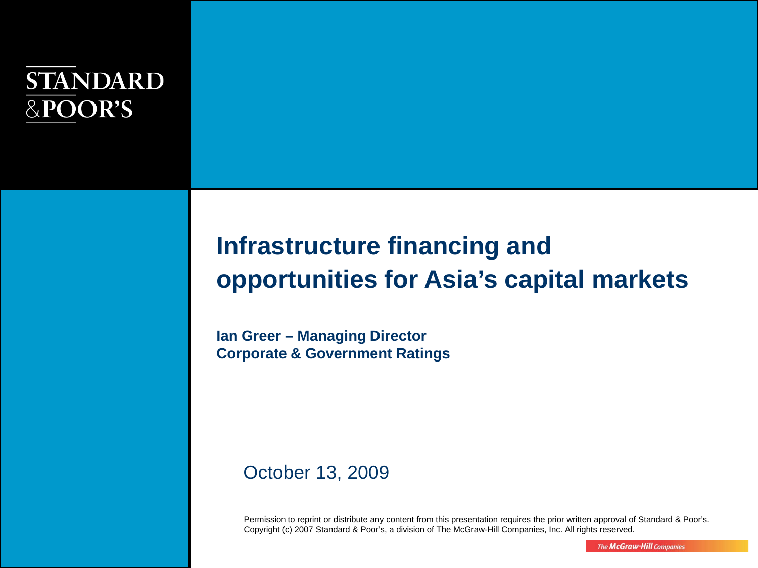STANDARD
&POOR'S

# Infrastructure financing and opportunities for Asia's capital markets

**Ian Greer – Managing Director**
**Corporate & Government Ratings**

October 13, 2009

Permission to reprint or distribute any content from this presentation requires the prior written approval of Standard & Poor's.
Copyright (c) 2007 Standard & Poor's, a division of The McGraw-Hill Companies, Inc. All rights reserved.

The McGraw·Hill Companies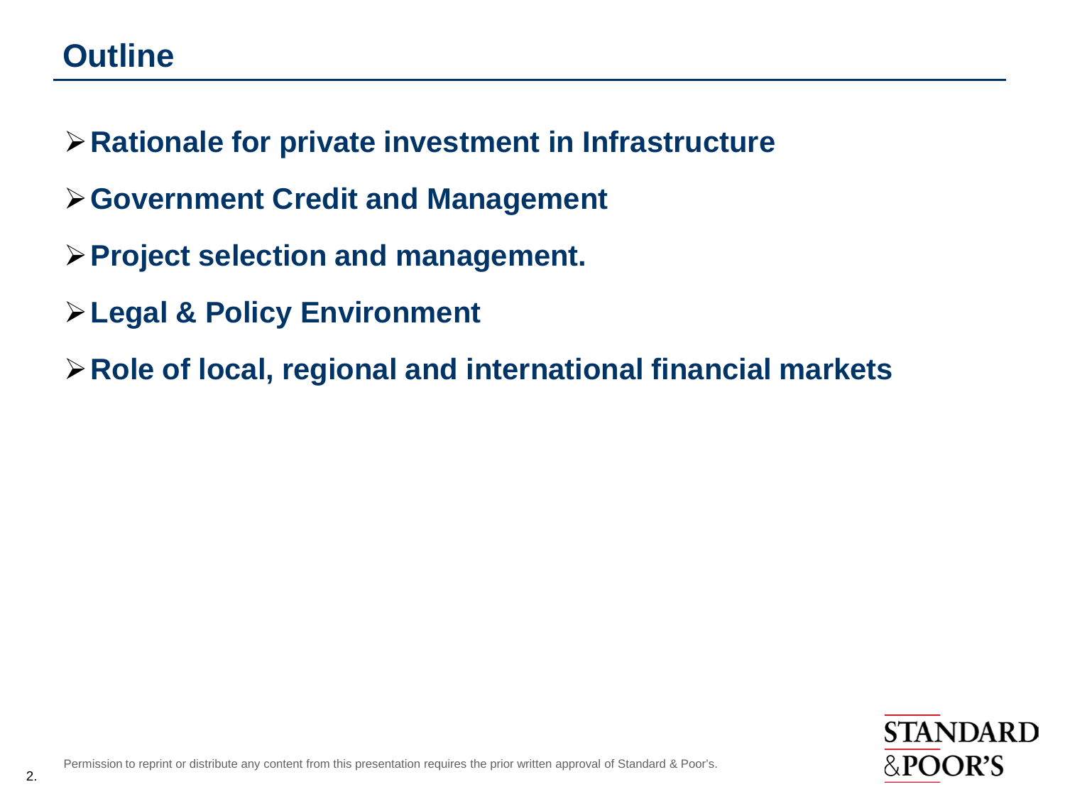# Outline

- **Rationale for private investment in Infrastructure**
- **Government Credit and Management**
- **Project selection and management.**
- **Legal & Policy Environment**
- **Role of local, regional and international financial markets**

Permission to reprint or distribute any content from this presentation requires the prior written approval of Standard & Poor's.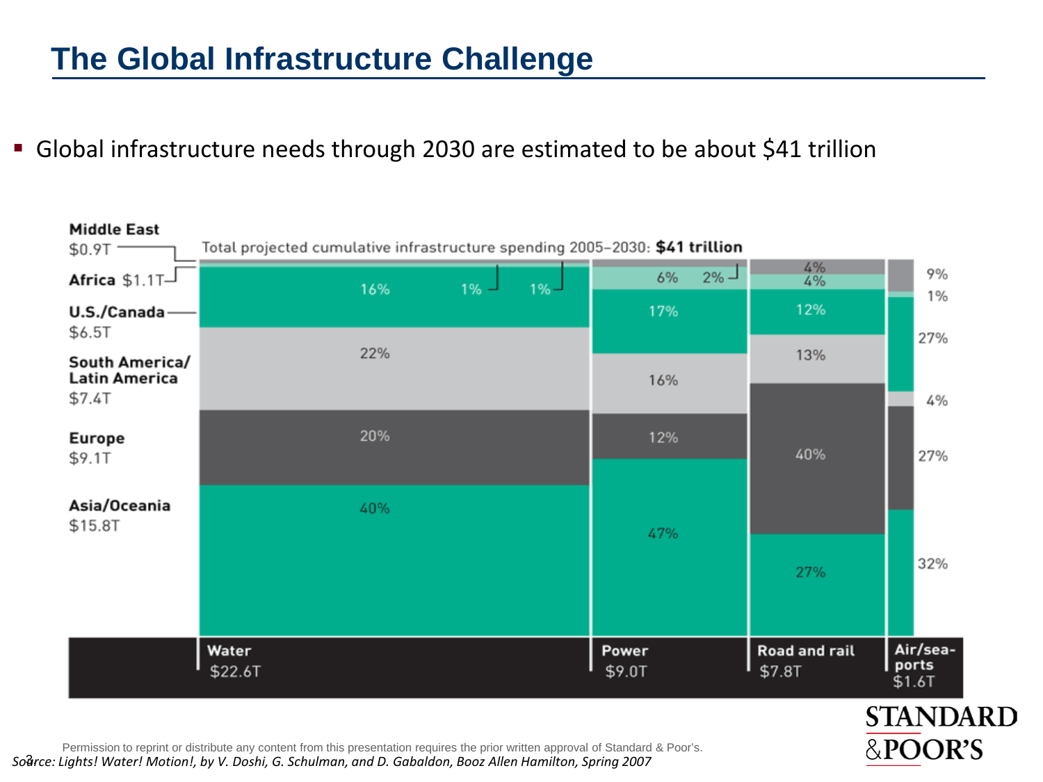# The Global Infrastructure Challenge

- Global infrastructure needs through 2030 are estimated to be about $41 trillion

Total projected cumulative infrastructure spending 2005–2030: **$41 trillion**

| Region | Regional total | Water ($22.6T) | Power ($9.0T) | Road and rail ($7.8T) | Air/sea-ports ($1.6T) |
|---|---|---|---|---|---|
| Middle East | $0.9T | 1% | 2% | 4% | 9% |
| Africa | $1.1T | 1% | 6% | 4% | 1% |
| U.S./Canada | $6.5T | 16% | 17% | 12% | 27% |
| South America/ Latin America | $7.4T | 22% | 16% | 13% | 4% |
| Europe | $9.1T | 20% | 12% | 40% | 27% |
| Asia/Oceania | $15.8T | 40% | 47% | 27% | 32% |

Permission to reprint or distribute any content from this presentation requires the prior written approval of Standard & Poor's.

*Source: Lights! Water! Motion!, by V. Doshi, G. Schulman, and D. Gabaldon, Booz Allen Hamilton, Spring 2007*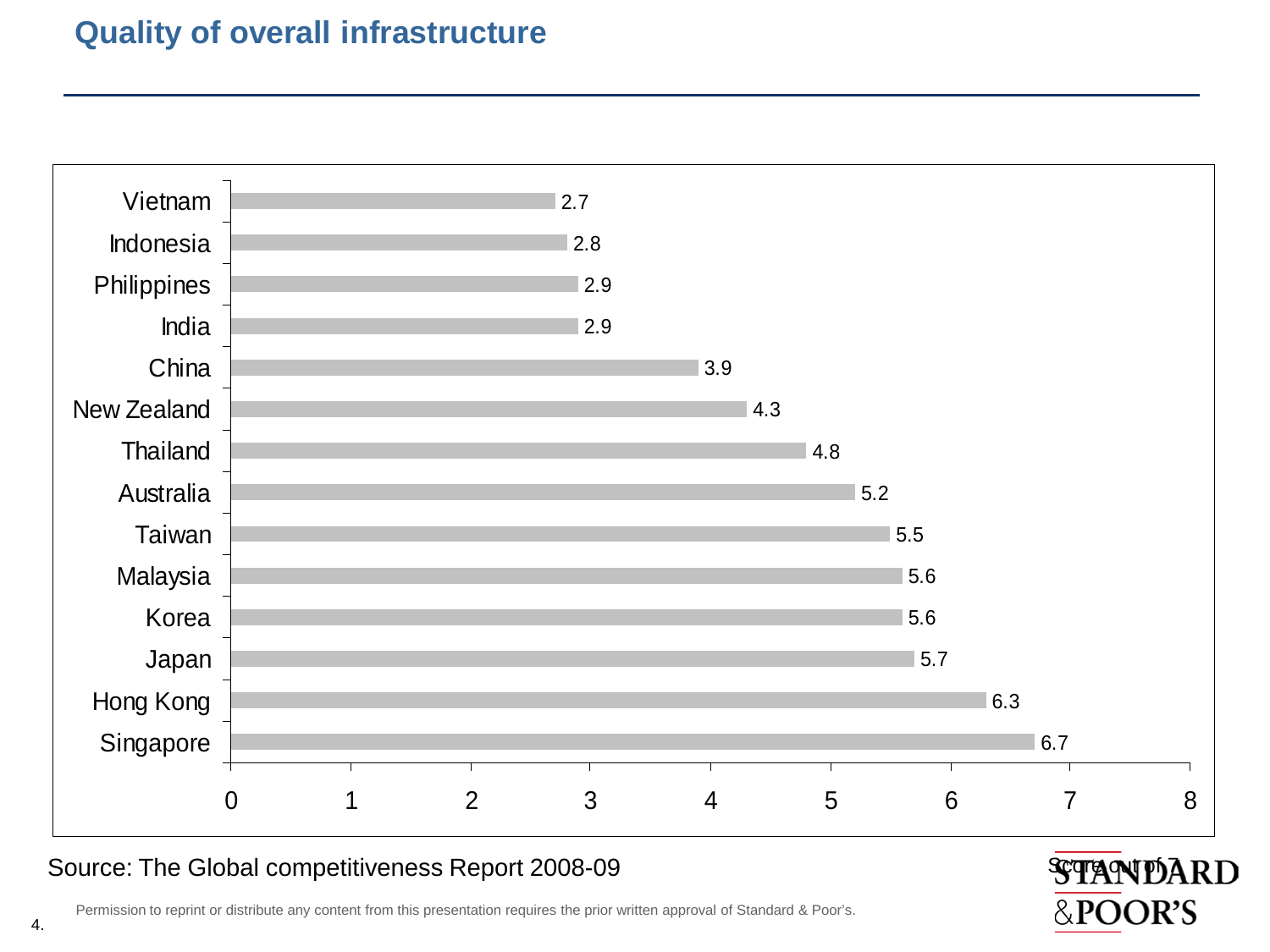# Quality of overall infrastructure

| Country | Score out of 7 |
|---|---|
| Vietnam | 2.7 |
| Indonesia | 2.8 |
| Philippines | 2.9 |
| India | 2.9 |
| China | 3.9 |
| New Zealand | 4.3 |
| Thailand | 4.8 |
| Australia | 5.2 |
| Taiwan | 5.5 |
| Malaysia | 5.6 |
| Korea | 5.6 |
| Japan | 5.7 |
| Hong Kong | 6.3 |
| Singapore | 6.7 |

Source: The Global competitiveness Report 2008-09

Score out of 7

Permission to reprint or distribute any content from this presentation requires the prior written approval of Standard & Poor's.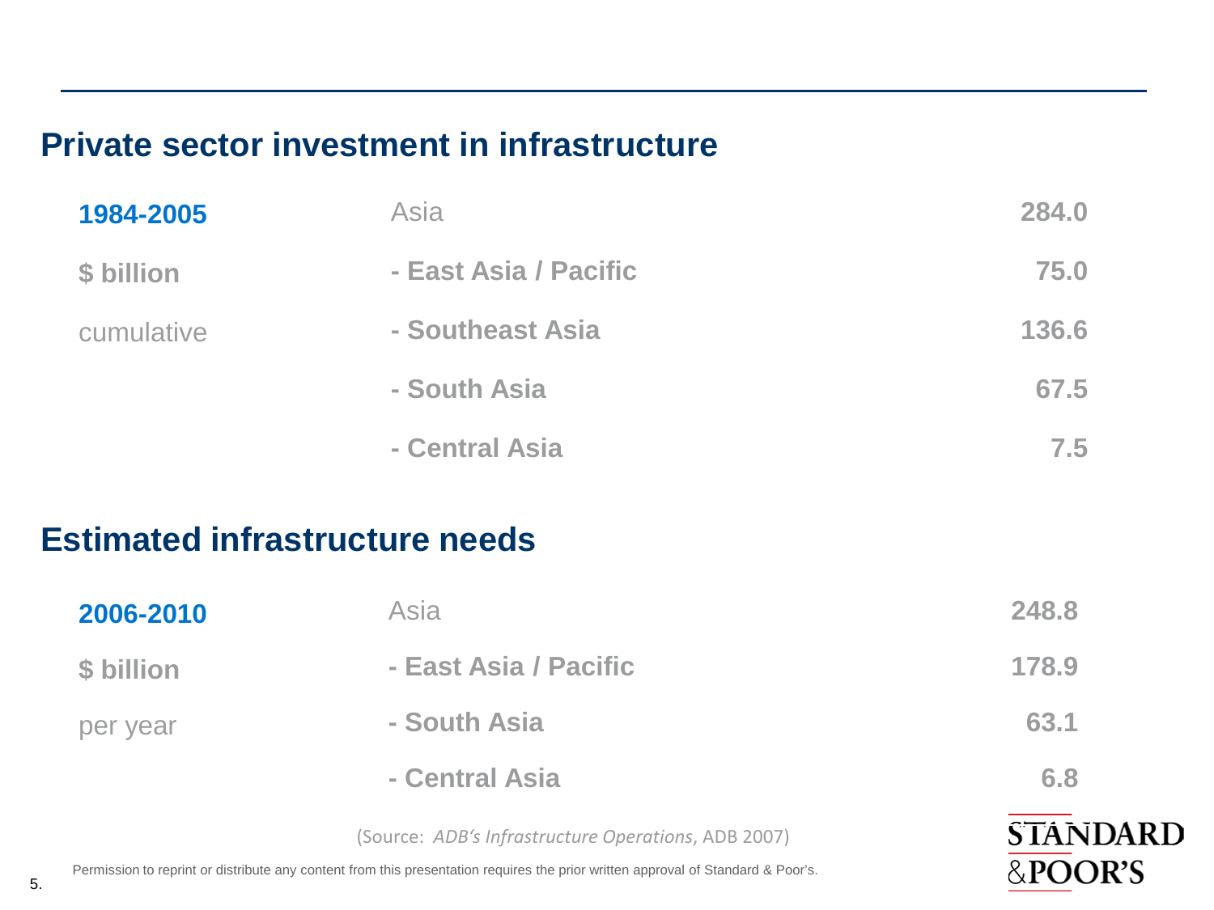## Private sector investment in infrastructure

| 1984-2005 | Asia | 284.0 |
|---|---|---|
| **$ billion** | **- East Asia / Pacific** | **75.0** |
| cumulative | **- Southeast Asia** | **136.6** |
| | **- South Asia** | **67.5** |
| | **- Central Asia** | **7.5** |

## Estimated infrastructure needs

| 2006-2010 | Asia | 248.8 |
|---|---|---|
| **$ billion** | **- East Asia / Pacific** | **178.9** |
| per year | **- South Asia** | **63.1** |
| | **- Central Asia** | **6.8** |

(Source: *ADB's Infrastructure Operations*, ADB 2007)

Permission to reprint or distribute any content from this presentation requires the prior written approval of Standard & Poor's.

STANDARD & POOR'S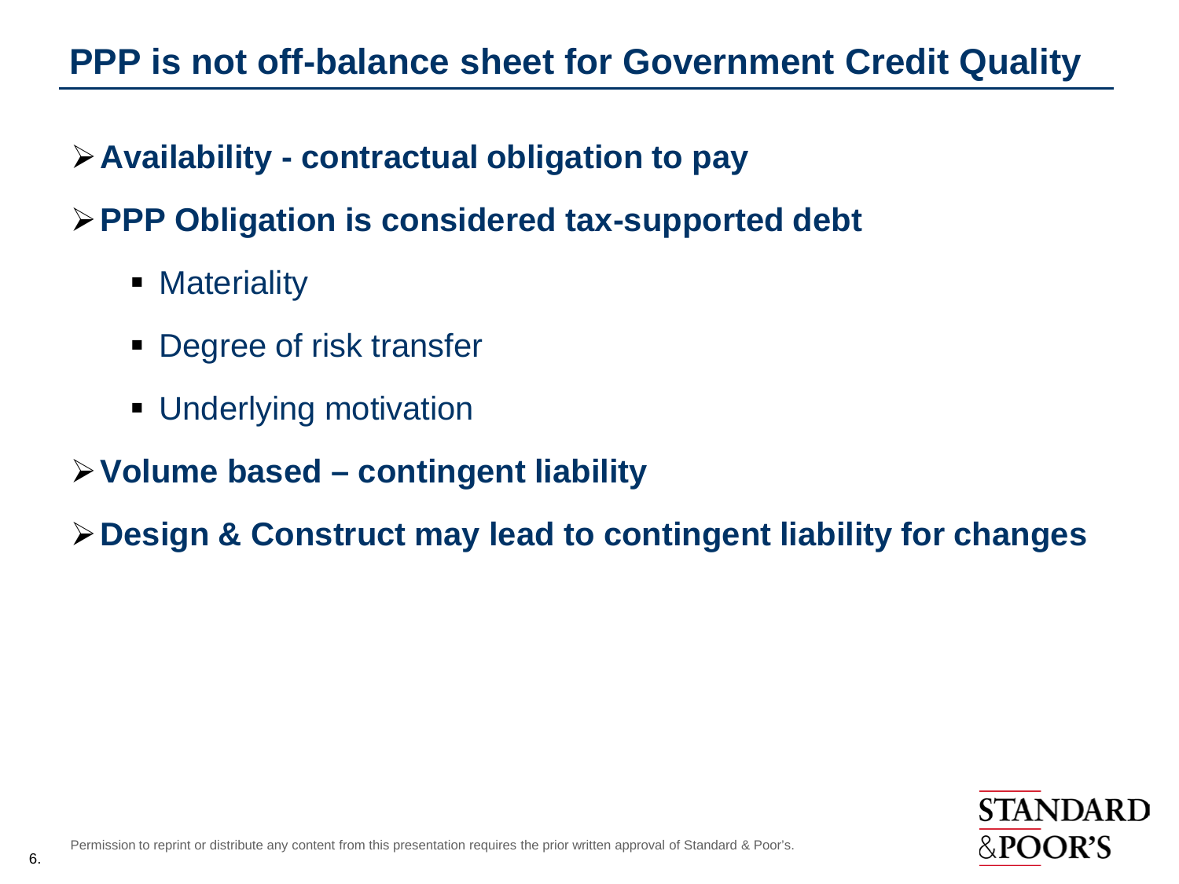# PPP is not off-balance sheet for Government Credit Quality

- **Availability - contractual obligation to pay**
- **PPP Obligation is considered tax-supported debt**
  - Materiality
  - Degree of risk transfer
  - Underlying motivation
- **Volume based – contingent liability**
- **Design & Construct may lead to contingent liability for changes**

Permission to reprint or distribute any content from this presentation requires the prior written approval of Standard & Poor's.

STANDARD &POOR'S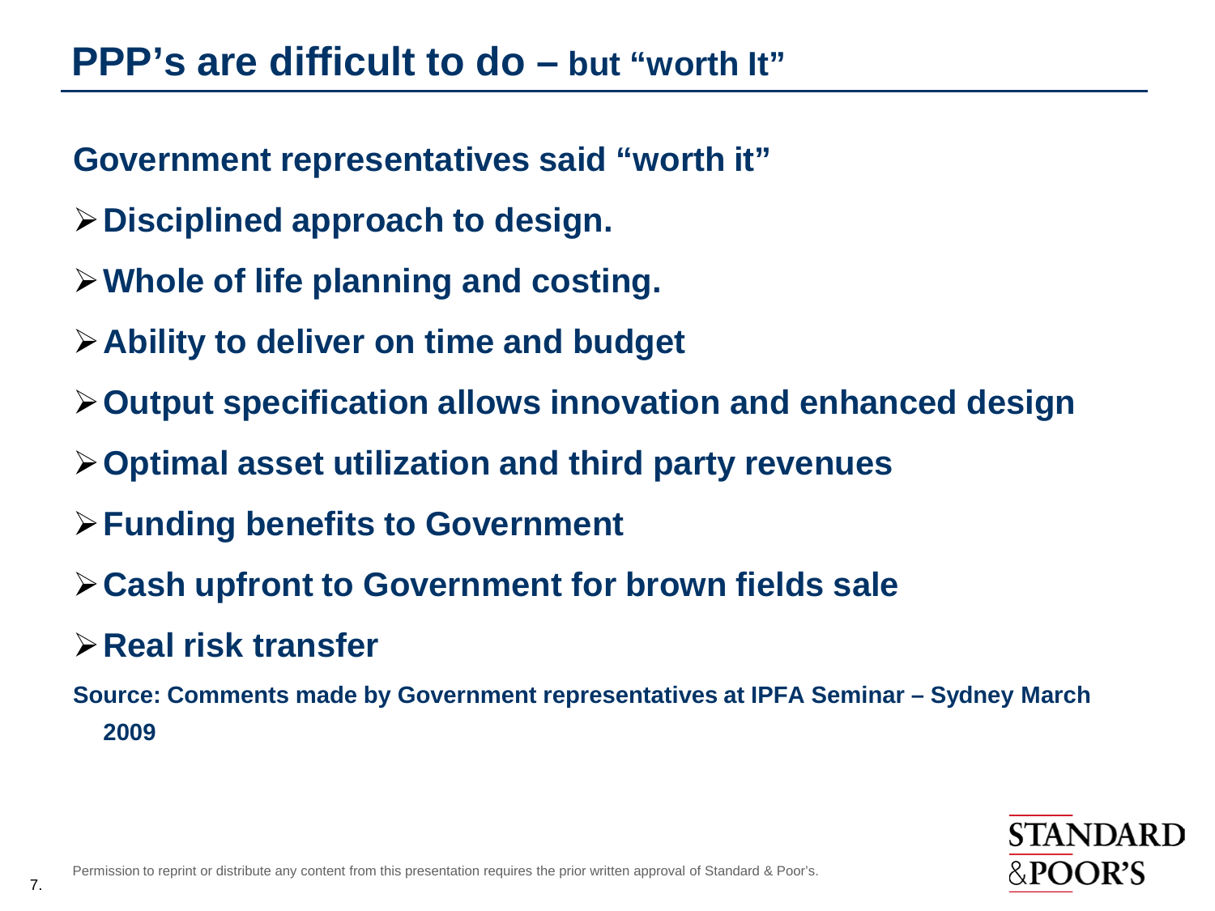# PPP's are difficult to do – but "worth It"

**Government representatives said "worth it"**

- **Disciplined approach to design.**
- **Whole of life planning and costing.**
- **Ability to deliver on time and budget**
- **Output specification allows innovation and enhanced design**
- **Optimal asset utilization and third party revenues**
- **Funding benefits to Government**
- **Cash upfront to Government for brown fields sale**
- **Real risk transfer**

**Source: Comments made by Government representatives at IPFA Seminar – Sydney March 2009**

Permission to reprint or distribute any content from this presentation requires the prior written approval of Standard & Poor's.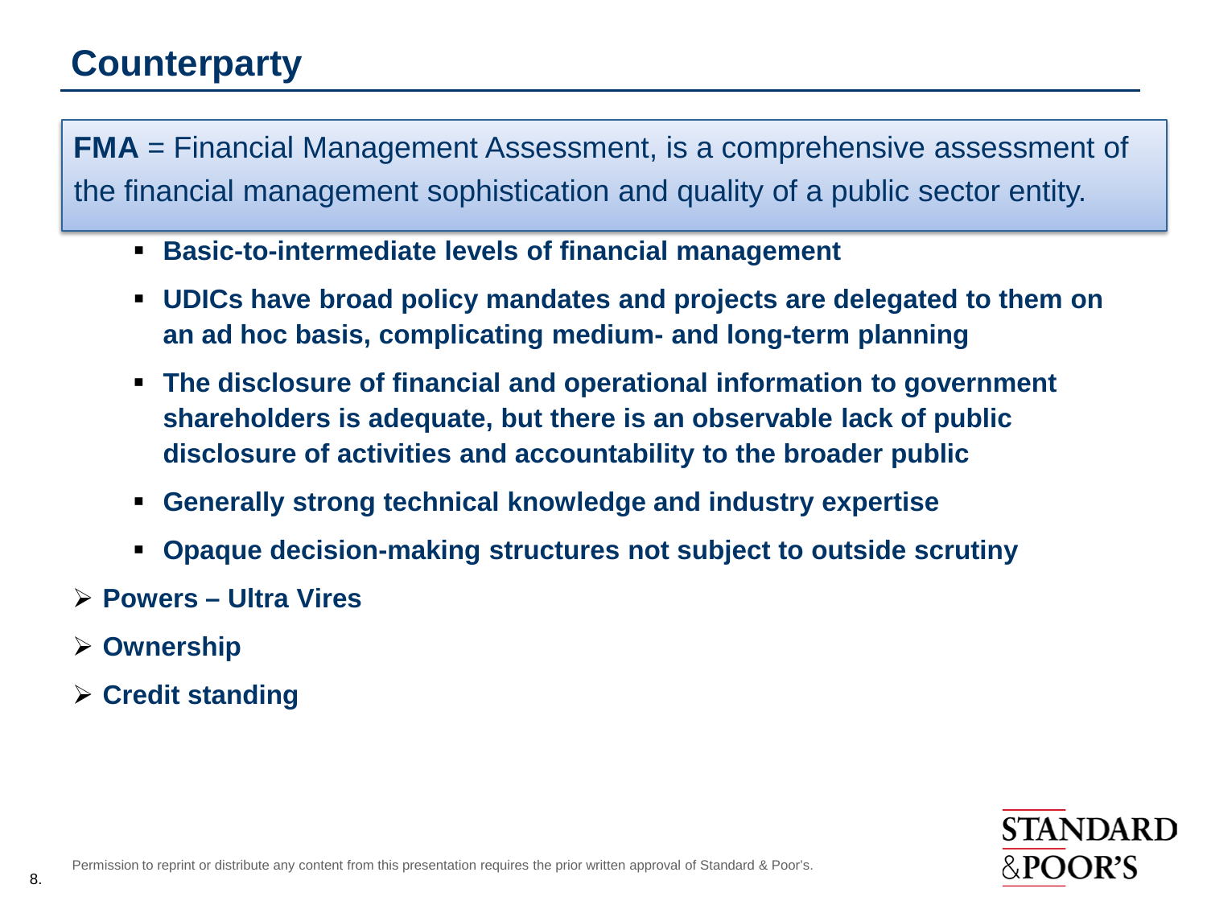# Counterparty

**FMA** = Financial Management Assessment, is a comprehensive assessment of the financial management sophistication and quality of a public sector entity.

- **Basic-to-intermediate levels of financial management**
- **UDICs have broad policy mandates and projects are delegated to them on an ad hoc basis, complicating medium- and long-term planning**
- **The disclosure of financial and operational information to government shareholders is adequate, but there is an observable lack of public disclosure of activities and accountability to the broader public**
- **Generally strong technical knowledge and industry expertise**
- **Opaque decision-making structures not subject to outside scrutiny**

- **Powers – Ultra Vires**
- **Ownership**
- **Credit standing**

Permission to reprint or distribute any content from this presentation requires the prior written approval of Standard & Poor's.

STANDARD &POOR'S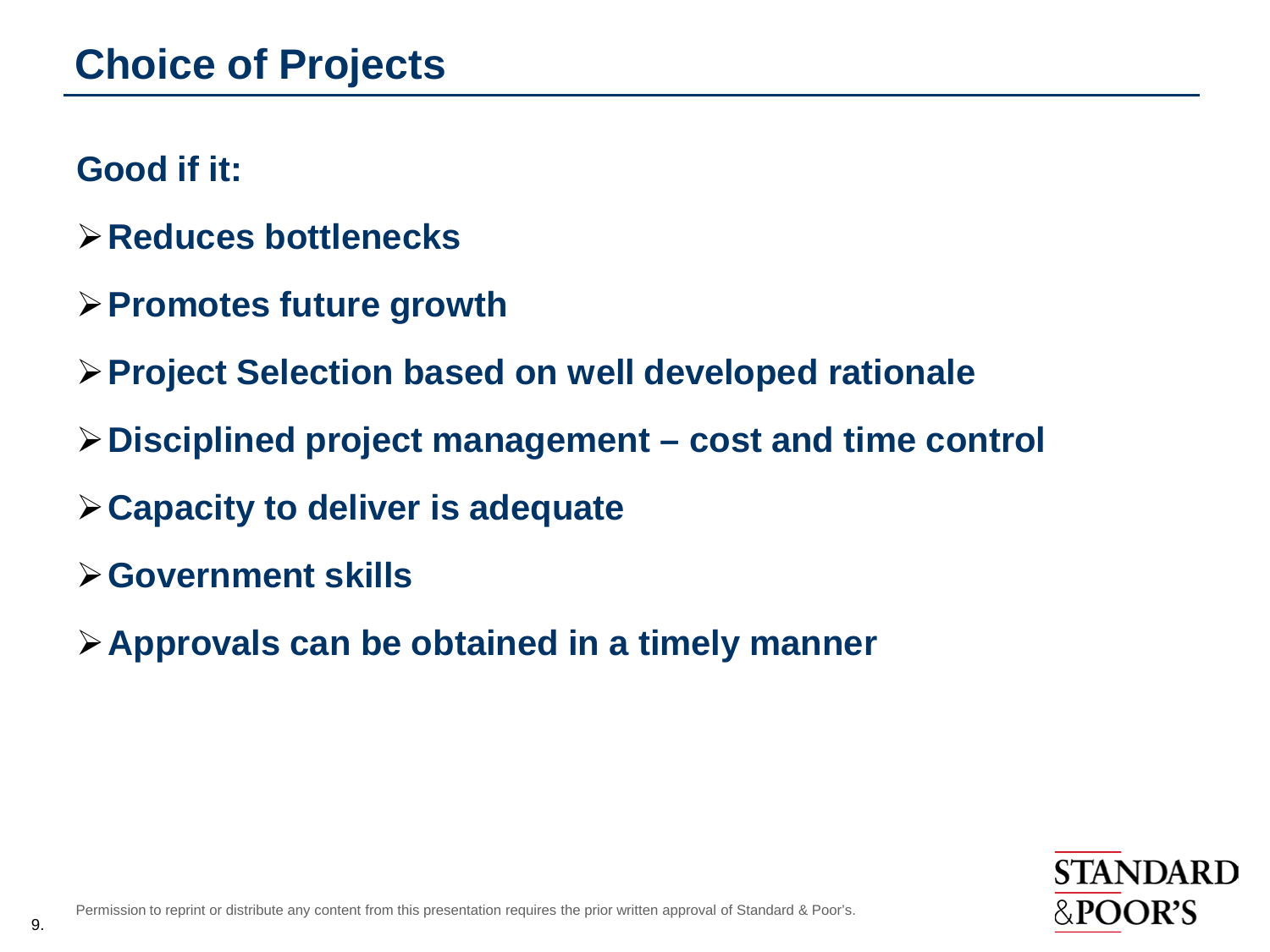# Choice of Projects

**Good if it:**

- **Reduces bottlenecks**
- **Promotes future growth**
- **Project Selection based on well developed rationale**
- **Disciplined project management – cost and time control**
- **Capacity to deliver is adequate**
- **Government skills**
- **Approvals can be obtained in a timely manner**

Permission to reprint or distribute any content from this presentation requires the prior written approval of Standard & Poor's.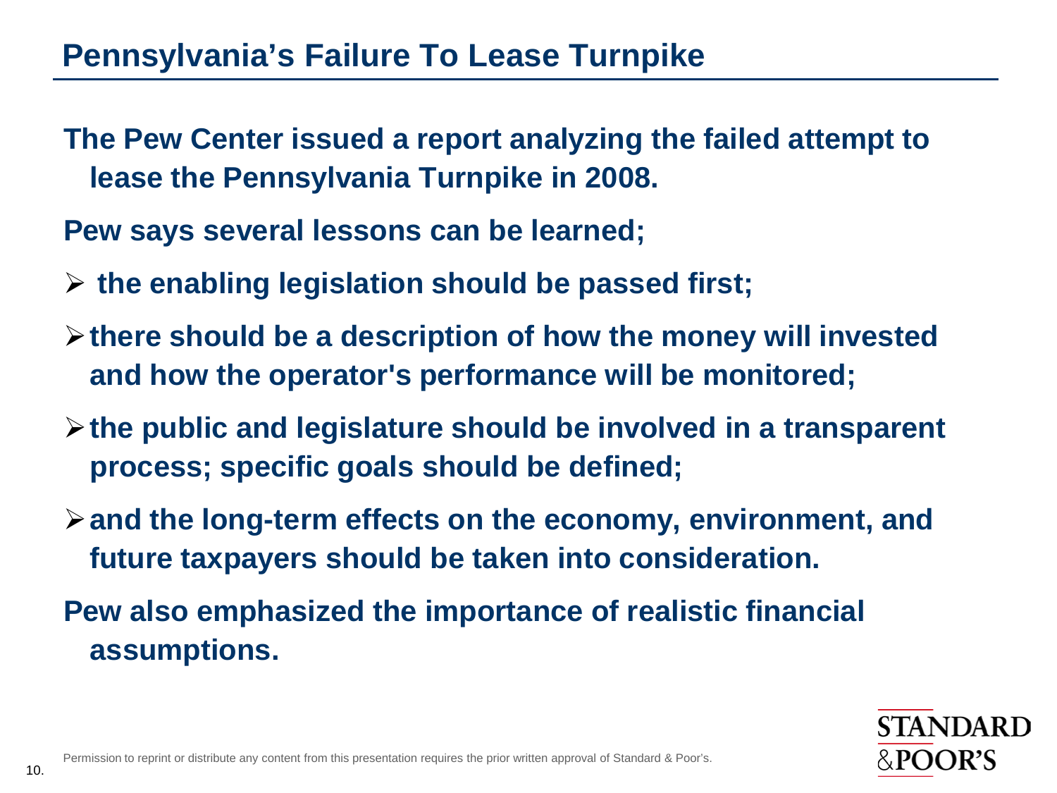# Pennsylvania's Failure To Lease Turnpike

The Pew Center issued a report analyzing the failed attempt to lease the Pennsylvania Turnpike in 2008.

Pew says several lessons can be learned;

- the enabling legislation should be passed first;
- there should be a description of how the money will invested and how the operator's performance will be monitored;
- the public and legislature should be involved in a transparent process; specific goals should be defined;
- and the long-term effects on the economy, environment, and future taxpayers should be taken into consideration.

Pew also emphasized the importance of realistic financial assumptions.

Permission to reprint or distribute any content from this presentation requires the prior written approval of Standard & Poor's.

STANDARD & POOR'S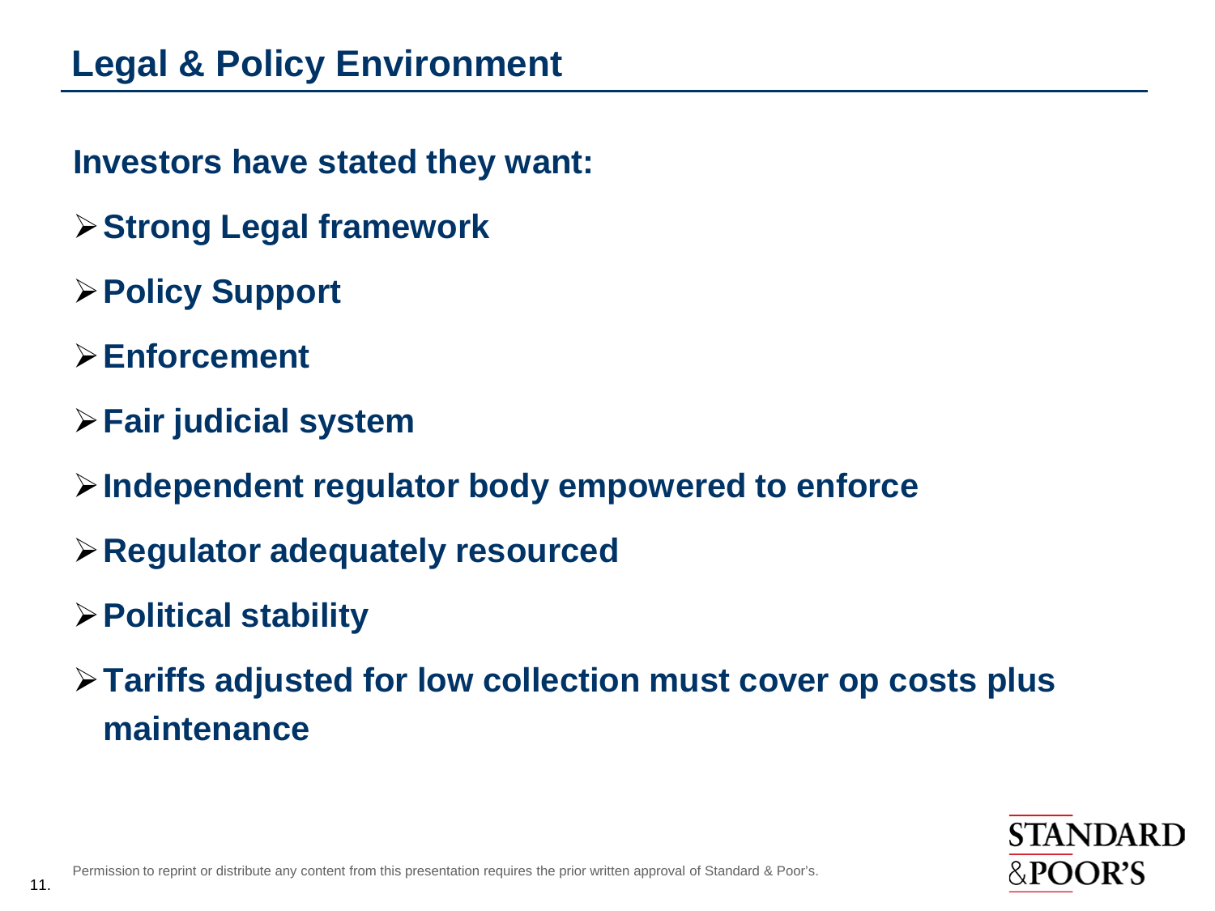# Legal & Policy Environment

**Investors have stated they want:**

- **Strong Legal framework**
- **Policy Support**
- **Enforcement**
- **Fair judicial system**
- **Independent regulator body empowered to enforce**
- **Regulator adequately resourced**
- **Political stability**
- **Tariffs adjusted for low collection must cover op costs plus maintenance**

Permission to reprint or distribute any content from this presentation requires the prior written approval of Standard & Poor's.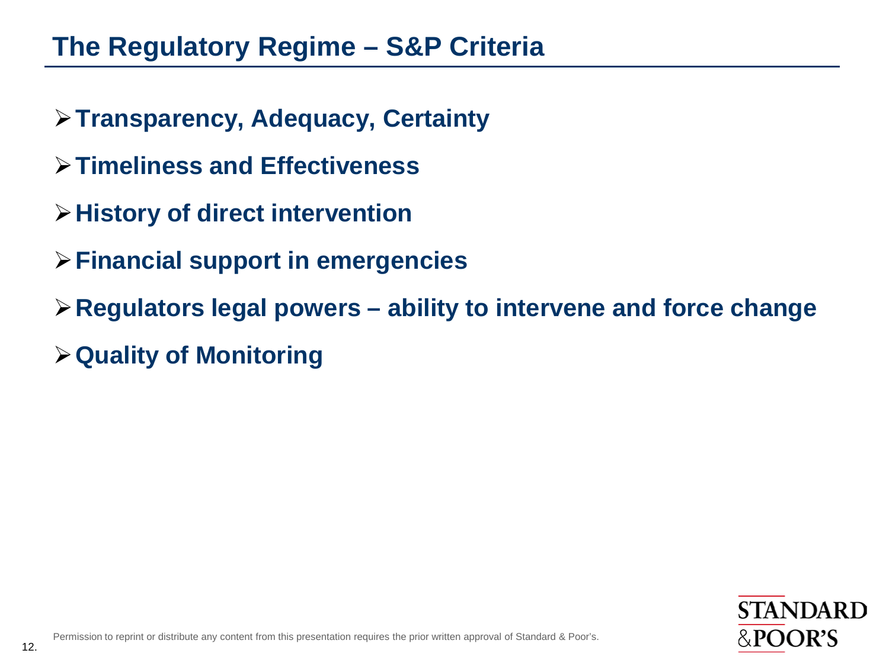# The Regulatory Regime – S&P Criteria

- **Transparency, Adequacy, Certainty**
- **Timeliness and Effectiveness**
- **History of direct intervention**
- **Financial support in emergencies**
- **Regulators legal powers – ability to intervene and force change**
- **Quality of Monitoring**

Permission to reprint or distribute any content from this presentation requires the prior written approval of Standard & Poor's.

STANDARD & POOR'S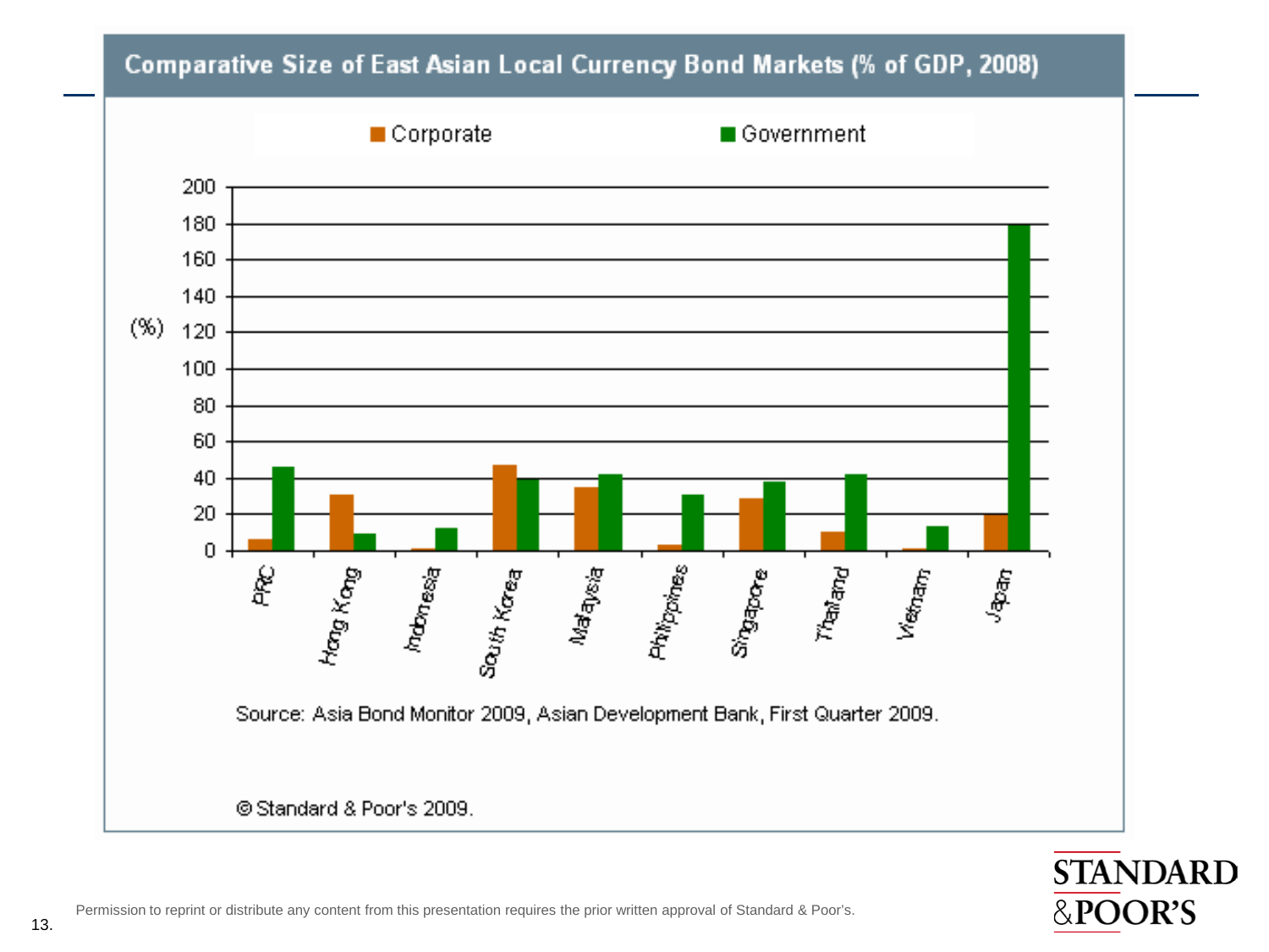## Comparative Size of East Asian Local Currency Bond Markets (% of GDP, 2008)

Source: Asia Bond Monitor 2009, Asian Development Bank, First Quarter 2009.

© Standard & Poor's 2009.

Permission to reprint or distribute any content from this presentation requires the prior written approval of Standard & Poor's.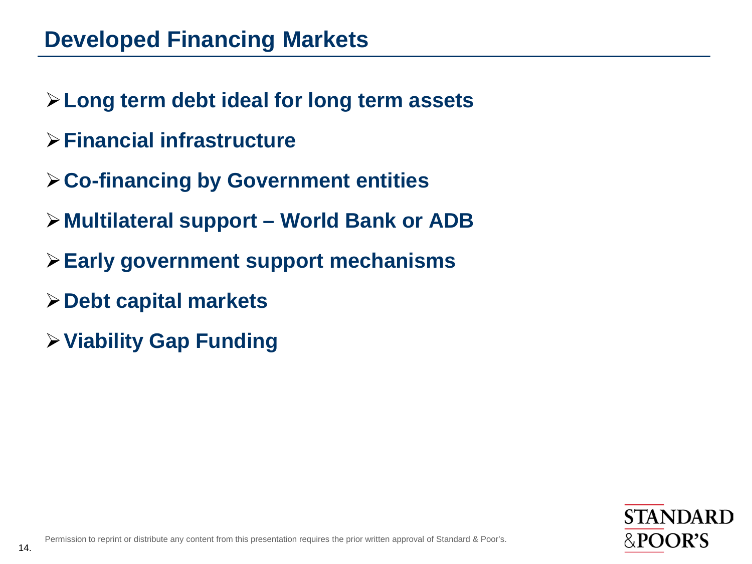# Developed Financing Markets

- **Long term debt ideal for long term assets**
- **Financial infrastructure**
- **Co-financing by Government entities**
- **Multilateral support – World Bank or ADB**
- **Early government support mechanisms**
- **Debt capital markets**
- **Viability Gap Funding**

Permission to reprint or distribute any content from this presentation requires the prior written approval of Standard & Poor's.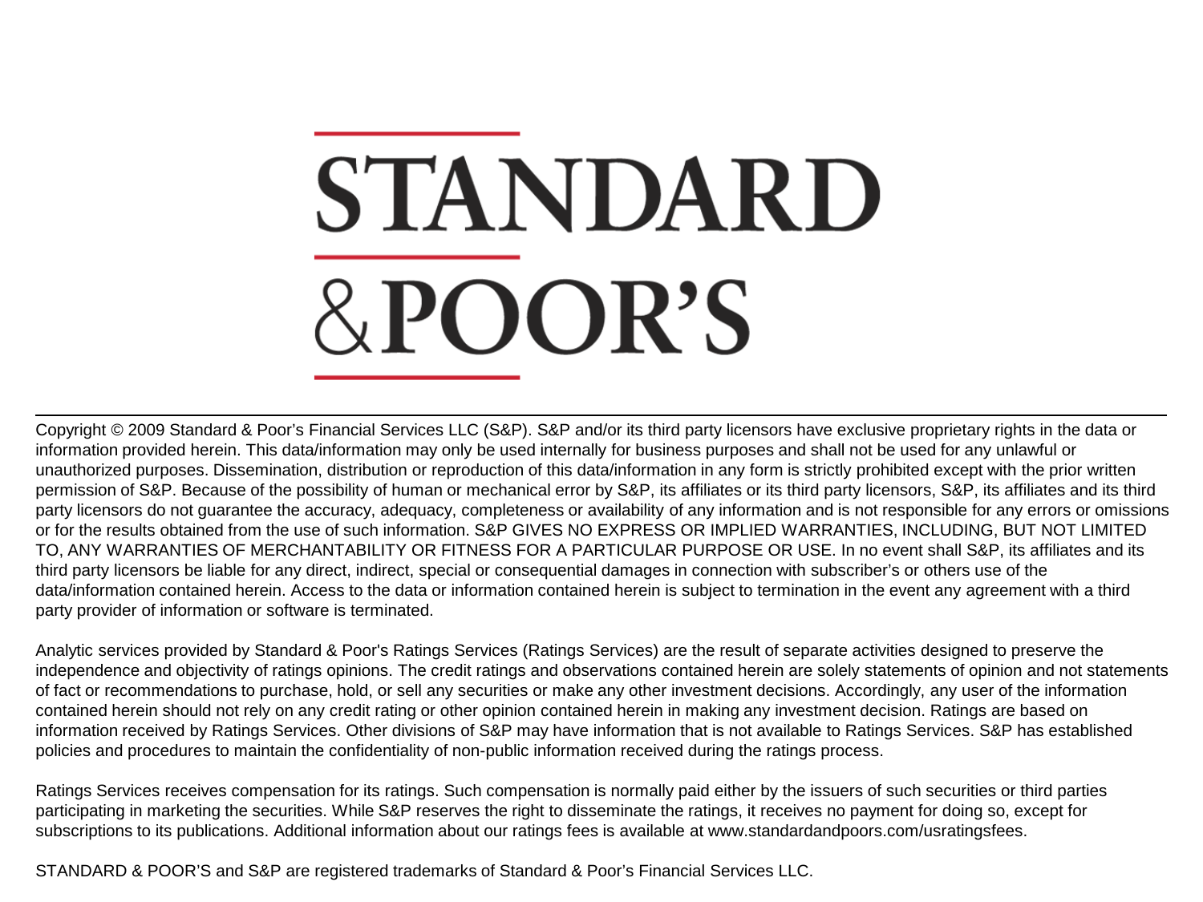# STANDARD &POOR'S

---

Copyright © 2009 Standard & Poor's Financial Services LLC (S&P). S&P and/or its third party licensors have exclusive proprietary rights in the data or information provided herein. This data/information may only be used internally for business purposes and shall not be used for any unlawful or unauthorized purposes. Dissemination, distribution or reproduction of this data/information in any form is strictly prohibited except with the prior written permission of S&P. Because of the possibility of human or mechanical error by S&P, its affiliates or its third party licensors, S&P, its affiliates and its third party licensors do not guarantee the accuracy, adequacy, completeness or availability of any information and is not responsible for any errors or omissions or for the results obtained from the use of such information. S&P GIVES NO EXPRESS OR IMPLIED WARRANTIES, INCLUDING, BUT NOT LIMITED TO, ANY WARRANTIES OF MERCHANTABILITY OR FITNESS FOR A PARTICULAR PURPOSE OR USE. In no event shall S&P, its affiliates and its third party licensors be liable for any direct, indirect, special or consequential damages in connection with subscriber's or others use of the data/information contained herein. Access to the data or information contained herein is subject to termination in the event any agreement with a third party provider of information or software is terminated.

Analytic services provided by Standard & Poor's Ratings Services (Ratings Services) are the result of separate activities designed to preserve the independence and objectivity of ratings opinions. The credit ratings and observations contained herein are solely statements of opinion and not statements of fact or recommendations to purchase, hold, or sell any securities or make any other investment decisions. Accordingly, any user of the information contained herein should not rely on any credit rating or other opinion contained herein in making any investment decision. Ratings are based on information received by Ratings Services. Other divisions of S&P may have information that is not available to Ratings Services. S&P has established policies and procedures to maintain the confidentiality of non-public information received during the ratings process.

Ratings Services receives compensation for its ratings. Such compensation is normally paid either by the issuers of such securities or third parties participating in marketing the securities. While S&P reserves the right to disseminate the ratings, it receives no payment for doing so, except for subscriptions to its publications. Additional information about our ratings fees is available at www.standardandpoors.com/usratingsfees.

STANDARD & POOR'S and S&P are registered trademarks of Standard & Poor's Financial Services LLC.